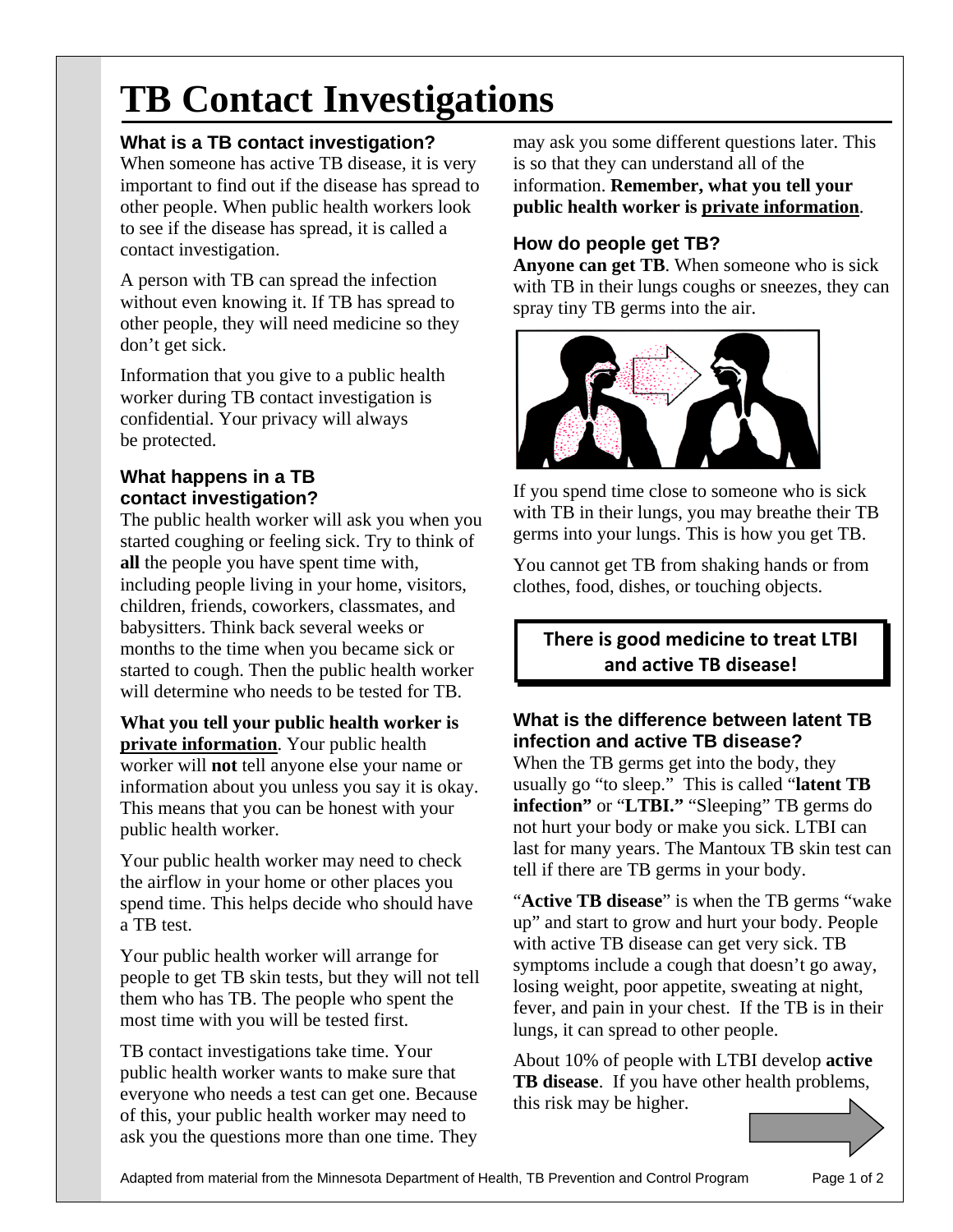# TB Contact Investigations

### What is a TB contact investigation?

When someone has active TB disease, it is very important to find out if the disease has spread to other people. When public health workers look to see if the disease has spread, it is called a contact investigation.

A person with TB can spread the infection without even knowing it. If TB has spread to other people, they will need medicine so they don't get sick.

Information that you give to a public health worker during TB contact investigation is confidential. Your privacy will always be protected.

### What happens in a TB contact investigation?

The public health worker will ask you when you started coughing or feeling sick. Try to think of **all** the people you have spent time with, including people living in your home, visitors, children, friends, coworkers, classmates, and babysitters. Think back several weeks or months to the time when you became sick or started to cough. Then the public health worker will determine who needs to be tested for TB.

**What you tell your public health worker is <u>private information</u>**. Your public health worker will **not** tell anyone else your name or information about you unless you say it is okay. This means that you can be honest with your public health worker.

Your public health worker may need to check the airflow in your home or other places you spend time. This helps decide who should have a TB test.

Your public health worker will arrange for people to get TB skin tests, but they will not tell them who has TB. The people who spent the most time with you will be tested first.

TB contact investigations take time. Your public health worker wants to make sure that everyone who needs a test can get one. Because of this, your public health worker may need to ask you the questions more than one time. They may ask you some different questions later. This is so that they can understand all of the information. **Remember, what you tell your public health worker is <u>private information</u>**.

### How do people get TB?

**Anyone can get TB**. When someone who is sick with TB in their lungs coughs or sneezes, they can spray tiny TB germs into the air.

If you spend time close to someone who is sick with TB in their lungs, you may breathe their TB germs into your lungs. This is how you get TB.

You cannot get TB from shaking hands or from clothes, food, dishes, or touching objects.

**There is good medicine to treat LTBI and active TB disease!**

### What is the difference between latent TB infection and active TB disease?

When the TB germs get into the body, they usually go "to sleep." This is called "**latent TB infection"** or "**LTBI."** "Sleeping" TB germs do not hurt your body or make you sick. LTBI can last for many years. The Mantoux TB skin test can tell if there are TB germs in your body.

"**Active TB disease**" is when the TB germs "wake up" and start to grow and hurt your body. People with active TB disease can get very sick. TB symptoms include a cough that doesn't go away, losing weight, poor appetite, sweating at night, fever, and pain in your chest. If the TB is in their lungs, it can spread to other people.

About 10% of people with LTBI develop **active TB disease**. If you have other health problems, this risk may be higher.

Adapted from material from the Minnesota Department of Health, TB Prevention and Control Program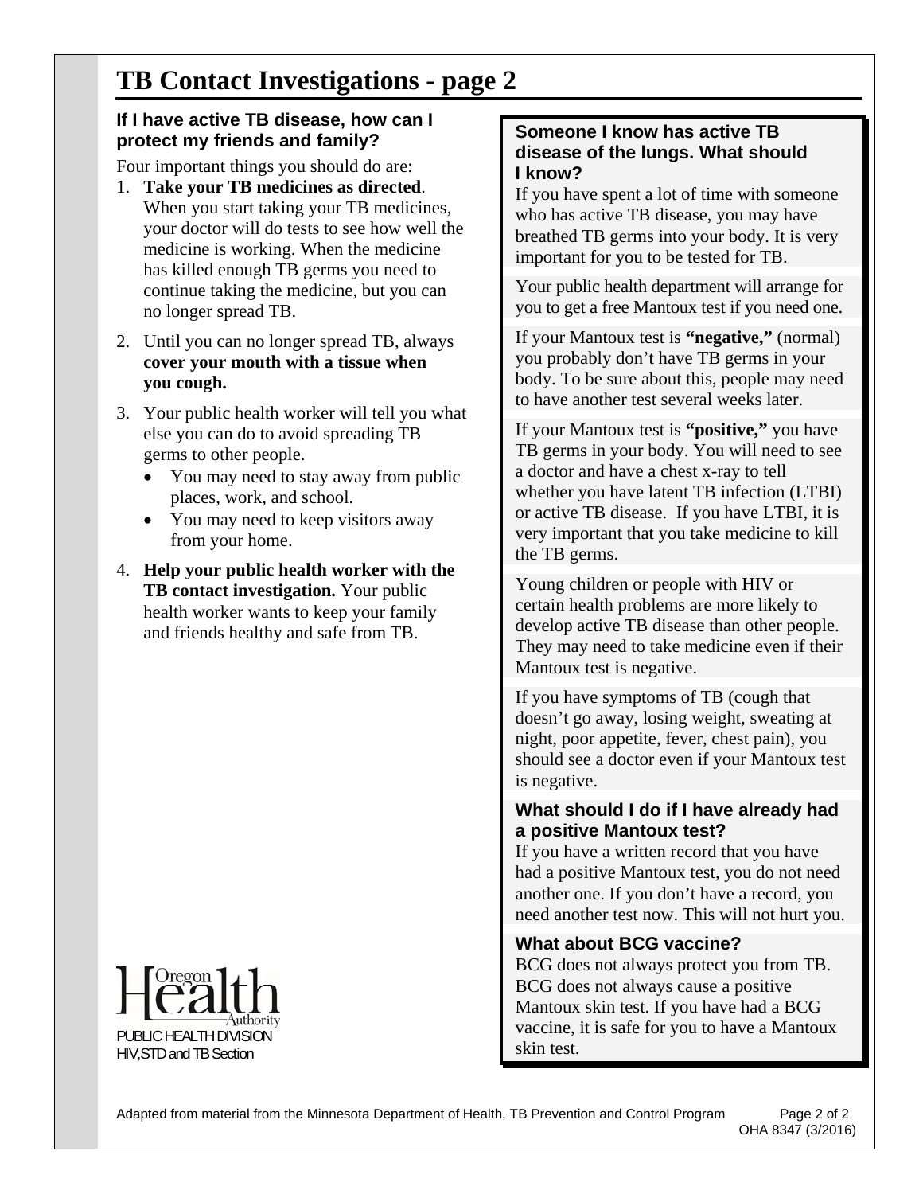# TB Contact Investigations - page 2

### If I have active TB disease, how can I protect my friends and family?

Four important things you should do are:

1. **Take your TB medicines as directed**. When you start taking your TB medicines, your doctor will do tests to see how well the medicine is working. When the medicine has killed enough TB germs you need to continue taking the medicine, but you can no longer spread TB.
2. Until you can no longer spread TB, always **cover your mouth with a tissue when you cough.**
3. Your public health worker will tell you what else you can do to avoid spreading TB germs to other people.
   - You may need to stay away from public places, work, and school.
   - You may need to keep visitors away from your home.
4. **Help your public health worker with the TB contact investigation.** Your public health worker wants to keep your family and friends healthy and safe from TB.

Oregon Health Authority
PUBLIC HEALTH DIVISION
HIV,STD and TB Section

### Someone I know has active TB disease of the lungs. What should I know?

If you have spent a lot of time with someone who has active TB disease, you may have breathed TB germs into your body. It is very important for you to be tested for TB.

Your public health department will arrange for you to get a free Mantoux test if you need one.

If your Mantoux test is **"negative,"** (normal) you probably don't have TB germs in your body. To be sure about this, people may need to have another test several weeks later.

If your Mantoux test is **"positive,"** you have TB germs in your body. You will need to see a doctor and have a chest x-ray to tell whether you have latent TB infection (LTBI) or active TB disease. If you have LTBI, it is very important that you take medicine to kill the TB germs.

Young children or people with HIV or certain health problems are more likely to develop active TB disease than other people. They may need to take medicine even if their Mantoux test is negative.

If you have symptoms of TB (cough that doesn't go away, losing weight, sweating at night, poor appetite, fever, chest pain), you should see a doctor even if your Mantoux test is negative.

### What should I do if I have already had a positive Mantoux test?

If you have a written record that you have had a positive Mantoux test, you do not need another one. If you don't have a record, you need another test now. This will not hurt you.

### What about BCG vaccine?

BCG does not always protect you from TB. BCG does not always cause a positive Mantoux skin test. If you have had a BCG vaccine, it is safe for you to have a Mantoux skin test.

Adapted from material from the Minnesota Department of Health, TB Prevention and Control Program

OHA 8347 (3/2016)